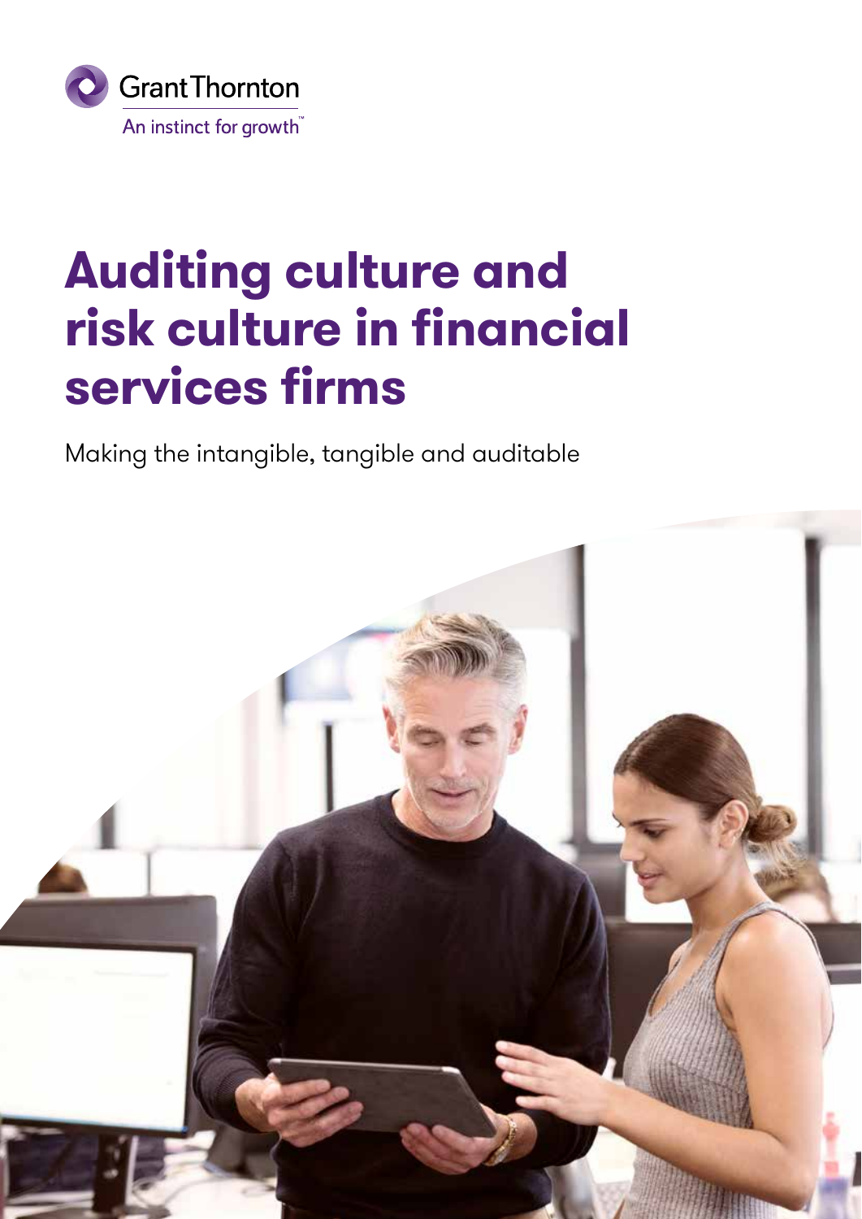Grant Thornton

An instinct for growth™

# Auditing culture and risk culture in financial services firms

Making the intangible, tangible and auditable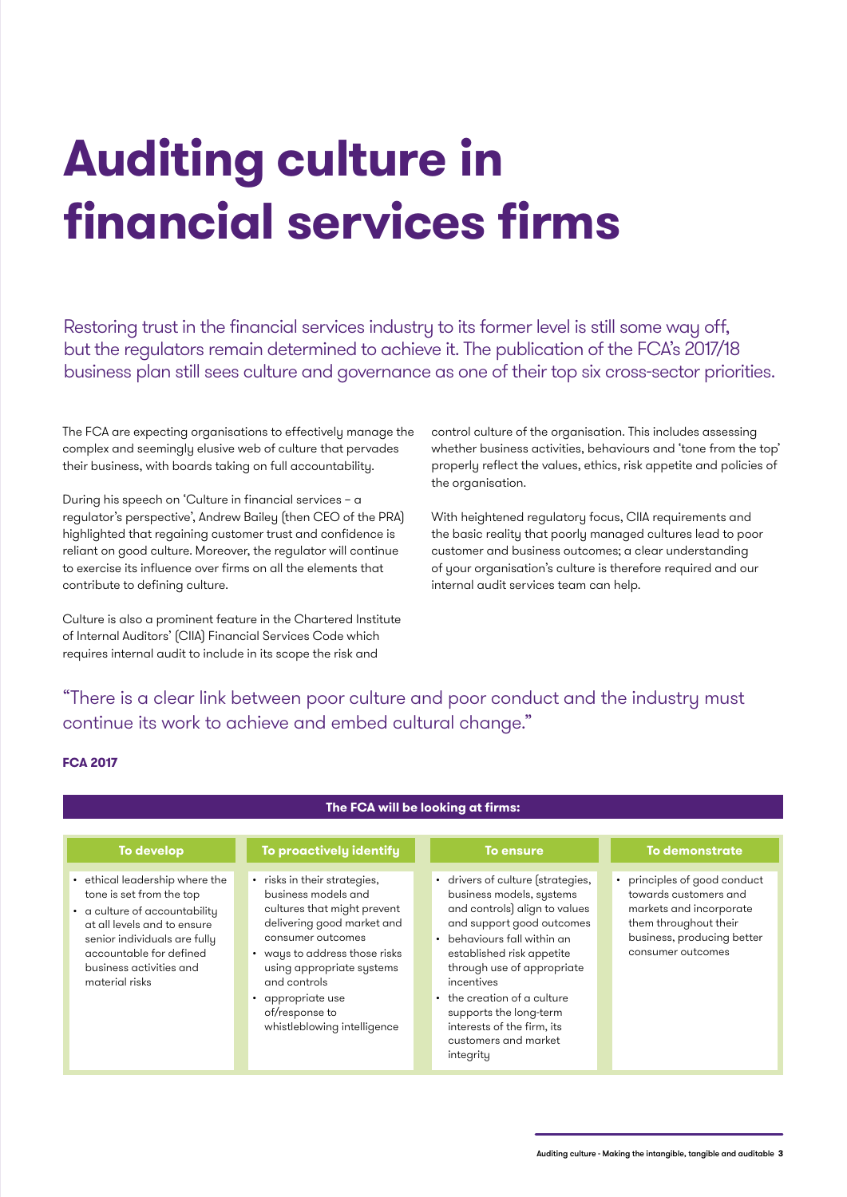# Auditing culture in financial services firms

Restoring trust in the financial services industry to its former level is still some way off, but the regulators remain determined to achieve it. The publication of the FCA's 2017/18 business plan still sees culture and governance as one of their top six cross-sector priorities.

The FCA are expecting organisations to effectively manage the complex and seemingly elusive web of culture that pervades their business, with boards taking on full accountability.

During his speech on 'Culture in financial services – a regulator's perspective', Andrew Bailey (then CEO of the PRA) highlighted that regaining customer trust and confidence is reliant on good culture. Moreover, the regulator will continue to exercise its influence over firms on all the elements that contribute to defining culture.

Culture is also a prominent feature in the Chartered Institute of Internal Auditors' (CIIA) Financial Services Code which requires internal audit to include in its scope the risk and control culture of the organisation. This includes assessing whether business activities, behaviours and 'tone from the top' properly reflect the values, ethics, risk appetite and policies of the organisation.

With heightened regulatory focus, CIIA requirements and the basic reality that poorly managed cultures lead to poor customer and business outcomes; a clear understanding of your organisation's culture is therefore required and our internal audit services team can help.

"There is a clear link between poor culture and poor conduct and the industry must continue its work to achieve and embed cultural change."

**FCA 2017**

**The FCA will be looking at firms:**

| To develop | To proactively identify | To ensure | To demonstrate |
|---|---|---|---|
| • ethical leadership where the tone is set from the top<br>• a culture of accountability at all levels and to ensure senior individuals are fully accountable for defined business activities and material risks | • risks in their strategies, business models and cultures that might prevent delivering good market and consumer outcomes<br>• ways to address those risks using appropriate systems and controls<br>• appropriate use of/response to whistleblowing intelligence | • drivers of culture (strategies, business models, systems and controls) align to values and support good outcomes<br>• behaviours fall within an established risk appetite through use of appropriate incentives<br>• the creation of a culture supports the long-term interests of the firm, its customers and market integrity | • principles of good conduct towards customers and markets and incorporate them throughout their business, producing better consumer outcomes |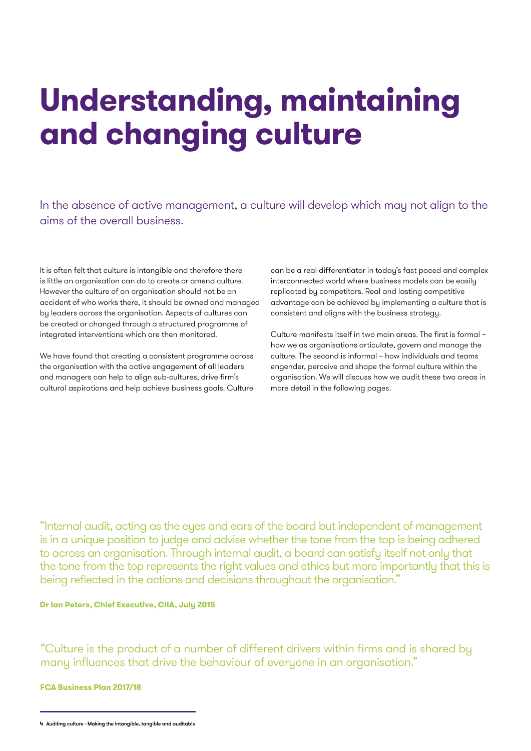# Understanding, maintaining and changing culture

In the absence of active management, a culture will develop which may not align to the aims of the overall business.

It is often felt that culture is intangible and therefore there is little an organisation can do to create or amend culture. However the culture of an organisation should not be an accident of who works there, it should be owned and managed by leaders across the organisation. Aspects of cultures can be created or changed through a structured programme of integrated interventions which are then monitored.

We have found that creating a consistent programme across the organisation with the active engagement of all leaders and managers can help to align sub-cultures, drive firm's cultural aspirations and help achieve business goals. Culture can be a real differentiator in today's fast paced and complex interconnected world where business models can be easily replicated by competitors. Real and lasting competitive advantage can be achieved by implementing a culture that is consistent and aligns with the business strategy.

Culture manifests itself in two main areas. The first is formal – how we as organisations articulate, govern and manage the culture. The second is informal – how individuals and teams engender, perceive and shape the formal culture within the organisation. We will discuss how we audit these two areas in more detail in the following pages.

"Internal audit, acting as the eyes and ears of the board but independent of management is in a unique position to judge and advise whether the tone from the top is being adhered to across an organisation. Through internal audit, a board can satisfy itself not only that the tone from the top represents the right values and ethics but more importantly that this is being reflected in the actions and decisions throughout the organisation."

**Dr Ian Peters, Chief Executive, CIIA, July 2015**

"Culture is the product of a number of different drivers within firms and is shared by many influences that drive the behaviour of everyone in an organisation."

**FCA Business Plan 2017/18**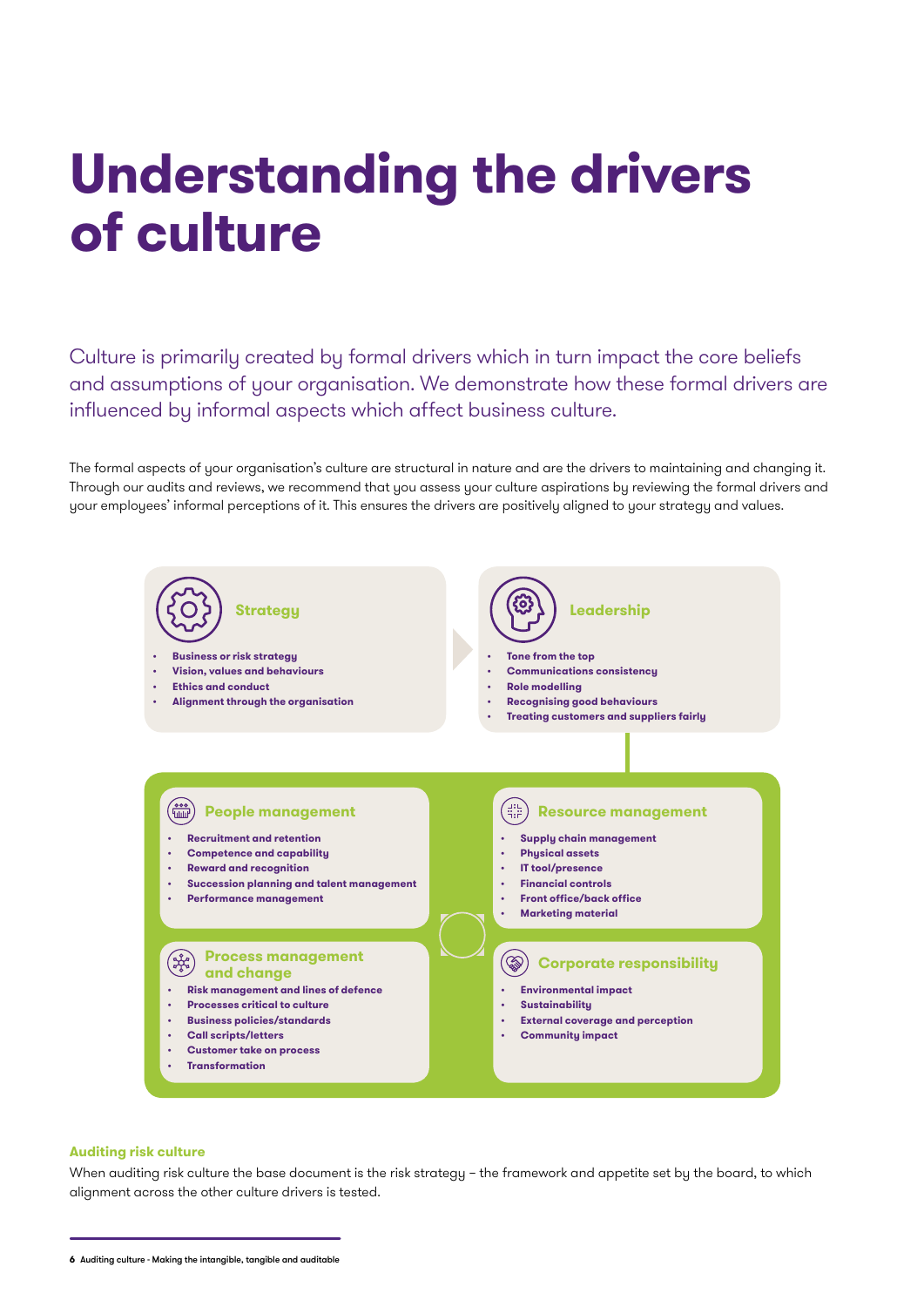# Understanding the drivers of culture

Culture is primarily created by formal drivers which in turn impact the core beliefs and assumptions of your organisation. We demonstrate how these formal drivers are influenced by informal aspects which affect business culture.

The formal aspects of your organisation's culture are structural in nature and are the drivers to maintaining and changing it. Through our audits and reviews, we recommend that you assess your culture aspirations by reviewing the formal drivers and your employees' informal perceptions of it. This ensures the drivers are positively aligned to your strategy and values.

### Strategy

- **Business or risk strategy**
- **Vision, values and behaviours**
- **Ethics and conduct**
- **Alignment through the organisation**

### Leadership

- **Tone from the top**
- **Communications consistency**
- **Role modelling**
- **Recognising good behaviours**
- **Treating customers and suppliers fairly**

### People management

- **Recruitment and retention**
- **Competence and capability**
- **Reward and recognition**
- **Succession planning and talent management**
- **Performance management**

### Resource management

- **Supply chain management**
- **Physical assets**
- **IT tool/presence**
- **Financial controls**
- **Front office/back office**
- **Marketing material**

### Process management and change

- **Risk management and lines of defence**
- **Processes critical to culture**
- **Business policies/standards**
- **Call scripts/letters**
- **Customer take on process**
- **Transformation**

### Corporate responsibility

- **Environmental impact**
- **Sustainability**
- **External coverage and perception**
- **Community impact**

**Auditing risk culture**

When auditing risk culture the base document is the risk strategy – the framework and appetite set by the board, to which alignment across the other culture drivers is tested.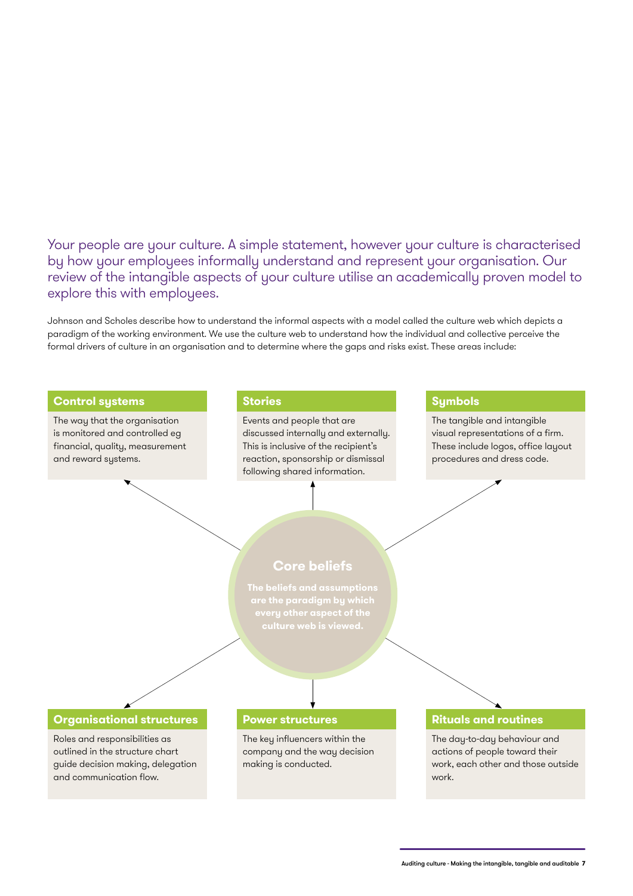Your people are your culture. A simple statement, however your culture is characterised by how your employees informally understand and represent your organisation. Our review of the intangible aspects of your culture utilise an academically proven model to explore this with employees.

Johnson and Scholes describe how to understand the informal aspects with a model called the culture web which depicts a paradigm of the working environment. We use the culture web to understand how the individual and collective perceive the formal drivers of culture in an organisation and to determine where the gaps and risks exist. These areas include:

### Control systems

The way that the organisation is monitored and controlled eg financial, quality, measurement and reward systems.

### Stories

Events and people that are discussed internally and externally. This is inclusive of the recipient's reaction, sponsorship or dismissal following shared information.

### Symbols

The tangible and intangible visual representations of a firm. These include logos, office layout procedures and dress code.

### Core beliefs

**The beliefs and assumptions are the paradigm by which every other aspect of the culture web is viewed.**

### Organisational structures

Roles and responsibilities as outlined in the structure chart guide decision making, delegation and communication flow.

### Power structures

The key influencers within the company and the way decision making is conducted.

### Rituals and routines

The day-to-day behaviour and actions of people toward their work, each other and those outside work.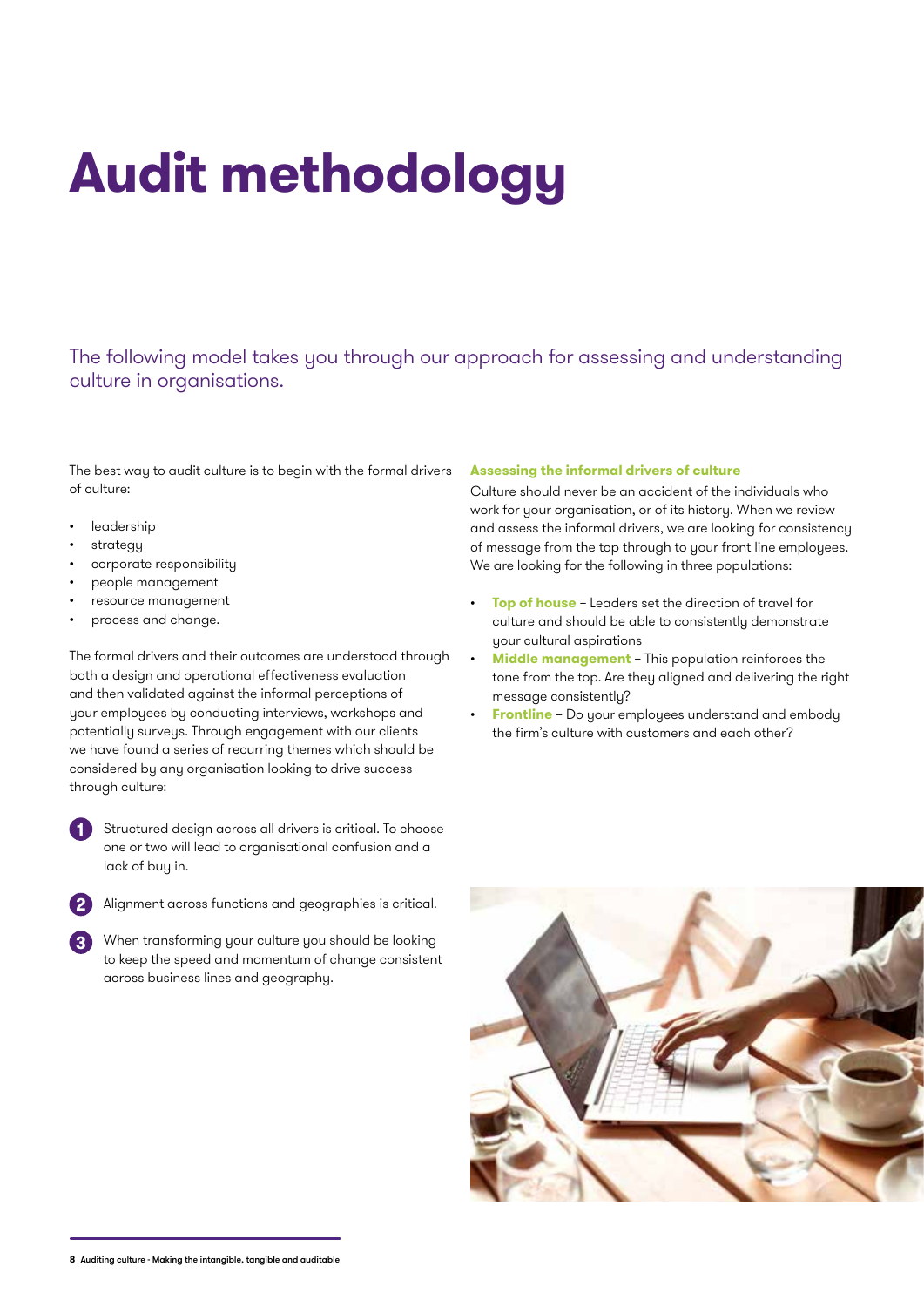# Audit methodology

The following model takes you through our approach for assessing and understanding culture in organisations.

The best way to audit culture is to begin with the formal drivers of culture:

- leadership
- strategy
- corporate responsibility
- people management
- resource management
- process and change.

The formal drivers and their outcomes are understood through both a design and operational effectiveness evaluation and then validated against the informal perceptions of your employees by conducting interviews, workshops and potentially surveys. Through engagement with our clients we have found a series of recurring themes which should be considered by any organisation looking to drive success through culture:

1. Structured design across all drivers is critical. To choose one or two will lead to organisational confusion and a lack of buy in.
2. Alignment across functions and geographies is critical.
3. When transforming your culture you should be looking to keep the speed and momentum of change consistent across business lines and geography.

**Assessing the informal drivers of culture**

Culture should never be an accident of the individuals who work for your organisation, or of its history. When we review and assess the informal drivers, we are looking for consistency of message from the top through to your front line employees. We are looking for the following in three populations:

- **Top of house** – Leaders set the direction of travel for culture and should be able to consistently demonstrate your cultural aspirations
- **Middle management** – This population reinforces the tone from the top. Are they aligned and delivering the right message consistently?
- **Frontline** – Do your employees understand and embody the firm's culture with customers and each other?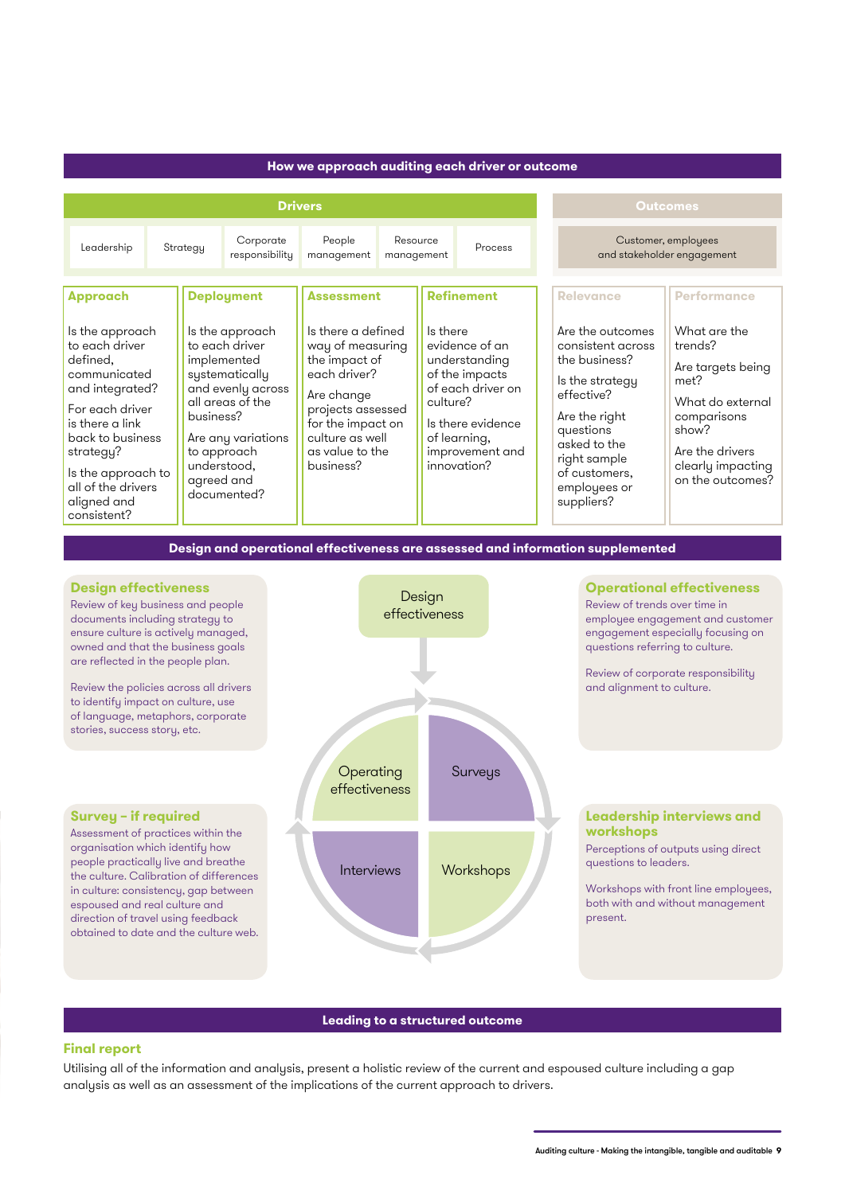## How we approach auditing each driver or outcome

| Drivers | | | | | | Outcomes |
|---|---|---|---|---|---|---|
| Leadership | Strategy | Corporate responsibility | People management | Resource management | Process | Customer, employees and stakeholder engagement |

| Approach | Deployment | Assessment | Refinement | Relevance | Performance |
|---|---|---|---|---|---|
| Is the approach to each driver defined, communicated and integrated? For each driver is there a link back to business strategy? Is the approach to all of the drivers aligned and consistent? | Is the approach to each driver implemented systematically and evenly across all areas of the business? Are any variations to approach understood, agreed and documented? | Is there a defined way of measuring the impact of each driver? Are change projects assessed for the impact on culture as well as value to the business? | Is there evidence of an understanding of the impacts of each driver on culture? Is there evidence of learning, improvement and innovation? | Are the outcomes consistent across the business? Is the strategy effective? Are the right questions asked to the right sample of customers, employees or suppliers? | What are the trends? Are targets being met? What do external comparisons show? Are the drivers clearly impacting on the outcomes? |

## Design and operational effectiveness are assessed and information supplemented

### Design effectiveness

Review of key business and people documents including strategy to ensure culture is actively managed, owned and that the business goals are reflected in the people plan.

Review the policies across all drivers to identify impact on culture, use of language, metaphors, corporate stories, success story, etc.

### Operational effectiveness

Review of trends over time in employee engagement and customer engagement especially focusing on questions referring to culture.

Review of corporate responsibility and alignment to culture.

Design effectiveness → Operating effectiveness · Surveys · Interviews · Workshops

### Survey – if required

Assessment of practices within the organisation which identify how people practically live and breathe the culture. Calibration of differences in culture: consistency, gap between espoused and real culture and direction of travel using feedback obtained to date and the culture web.

### Leadership interviews and workshops

Perceptions of outputs using direct questions to leaders.

Workshops with front line employees, both with and without management present.

## Leading to a structured outcome

### Final report

Utilising all of the information and analysis, present a holistic review of the current and espoused culture including a gap analysis as well as an assessment of the implications of the current approach to drivers.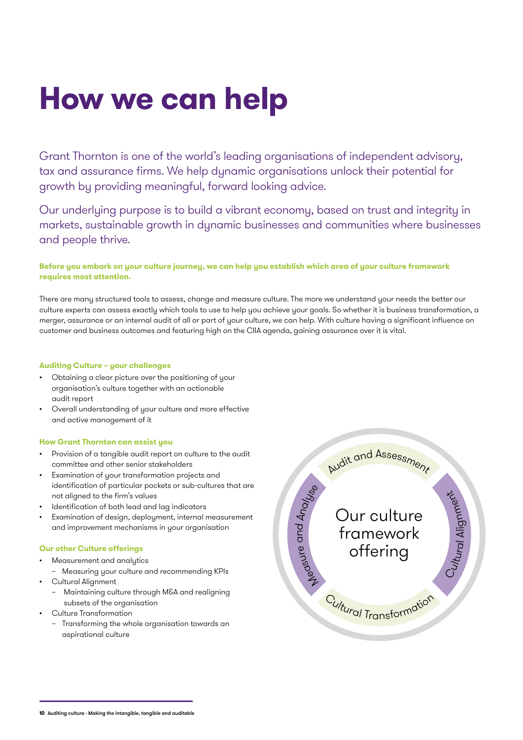# How we can help

Grant Thornton is one of the world's leading organisations of independent advisory, tax and assurance firms. We help dynamic organisations unlock their potential for growth by providing meaningful, forward looking advice.

Our underlying purpose is to build a vibrant economy, based on trust and integrity in markets, sustainable growth in dynamic businesses and communities where businesses and people thrive.

**Before you embark on your culture journey, we can help you establish which area of your culture framework requires most attention.**

There are many structured tools to assess, change and measure culture. The more we understand your needs the better our culture experts can assess exactly which tools to use to help you achieve your goals. So whether it is business transformation, a merger, assurance or an internal audit of all or part of your culture, we can help. With culture having a significant influence on customer and business outcomes and featuring high on the CIIA agenda, gaining assurance over it is vital.

**Auditing Culture – your challenges**

- Obtaining a clear picture over the positioning of your organisation's culture together with an actionable audit report
- Overall understanding of your culture and more effective and active management of it

**How Grant Thornton can assist you**

- Provision of a tangible audit report on culture to the audit committee and other senior stakeholders
- Examination of your transformation projects and identification of particular pockets or sub-cultures that are not aligned to the firm's values
- Identification of both lead and lag indicators
- Examination of design, deployment, internal measurement and improvement mechanisms in your organisation

**Our other Culture offerings**

- Measurement and analytics
  - Measuring your culture and recommending KPIs
- Cultural Alignment
  - Maintaining culture through M&A and realigning subsets of the organisation
- Culture Transformation
  - Transforming the whole organisation towards an aspirational culture

Our culture framework offering

- Audit and Assessment
- Cultural Alignment
- Cultural Transformation
- Measure and Analyse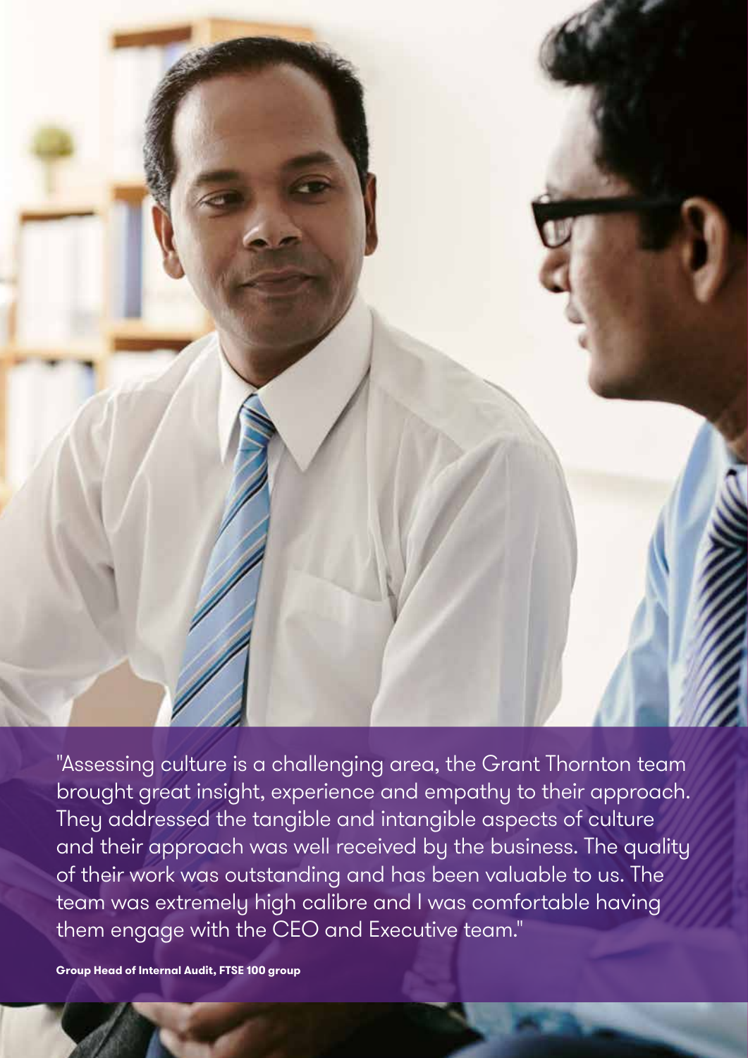"Assessing culture is a challenging area, the Grant Thornton team brought great insight, experience and empathy to their approach. They addressed the tangible and intangible aspects of culture and their approach was well received by the business. The quality of their work was outstanding and has been valuable to us. The team was extremely high calibre and I was comfortable having them engage with the CEO and Executive team."

**Group Head of Internal Audit, FTSE 100 group**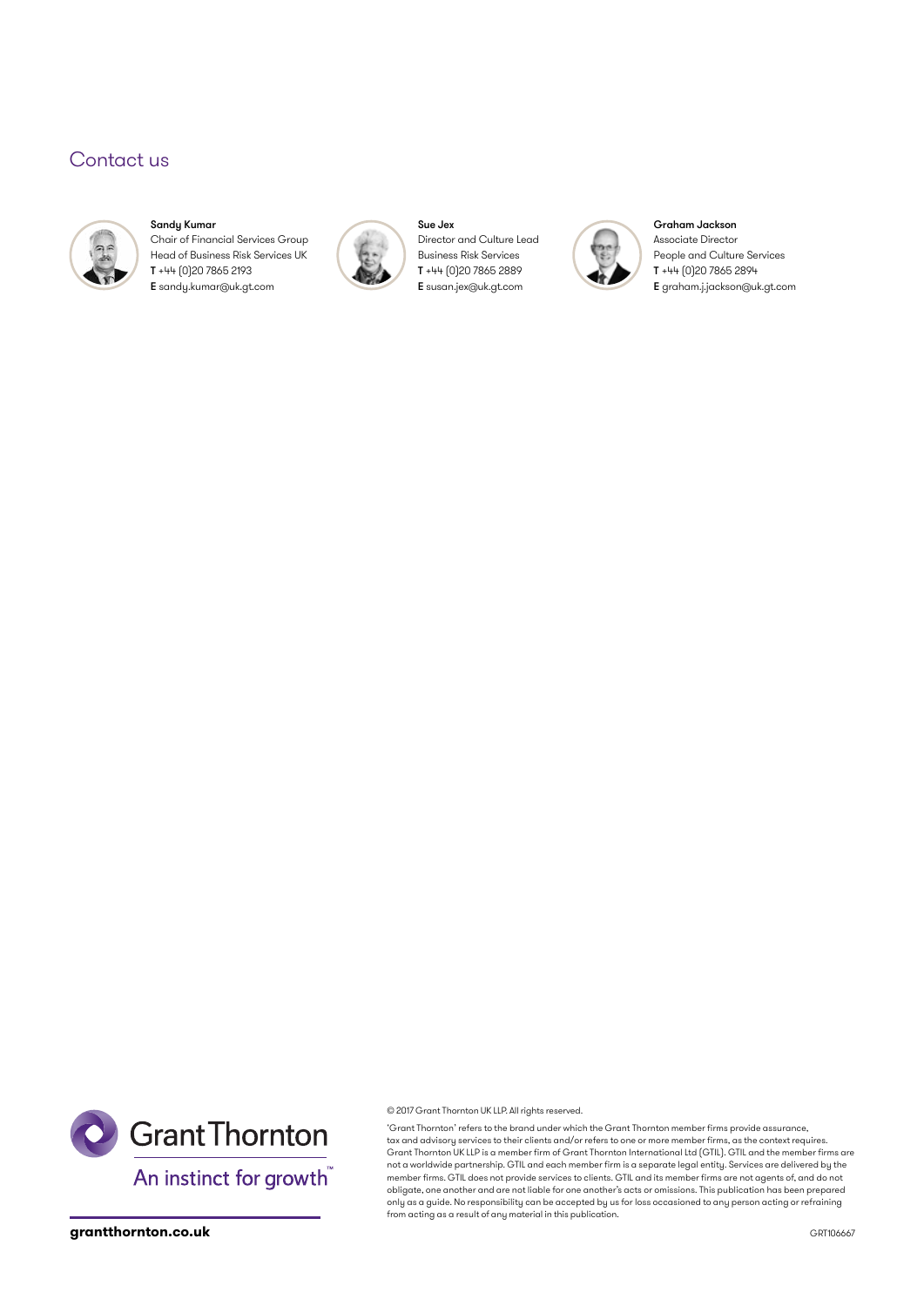## Contact us

**Sandy Kumar**
Chair of Financial Services Group
Head of Business Risk Services UK
**T** +44 (0)20 7865 2193
**E** sandy.kumar@uk.gt.com

**Sue Jex**
Director and Culture Lead
Business Risk Services
**T** +44 (0)20 7865 2889
**E** susan.jex@uk.gt.com

**Graham Jackson**
Associate Director
People and Culture Services
**T** +44 (0)20 7865 2894
**E** graham.j.jackson@uk.gt.com

Grant Thornton
An instinct for growth™

© 2017 Grant Thornton UK LLP. All rights reserved.

'Grant Thornton' refers to the brand under which the Grant Thornton member firms provide assurance, tax and advisory services to their clients and/or refers to one or more member firms, as the context requires. Grant Thornton UK LLP is a member firm of Grant Thornton International Ltd (GTIL). GTIL and the member firms are not a worldwide partnership. GTIL and each member firm is a separate legal entity. Services are delivered by the member firms. GTIL does not provide services to clients. GTIL and its member firms are not agents of, and do not obligate, one another and are not liable for one another's acts or omissions. This publication has been prepared only as a guide. No responsibility can be accepted by us for loss occasioned to any person acting or refraining from acting as a result of any material in this publication.

**grantthornton.co.uk**

GRT106667